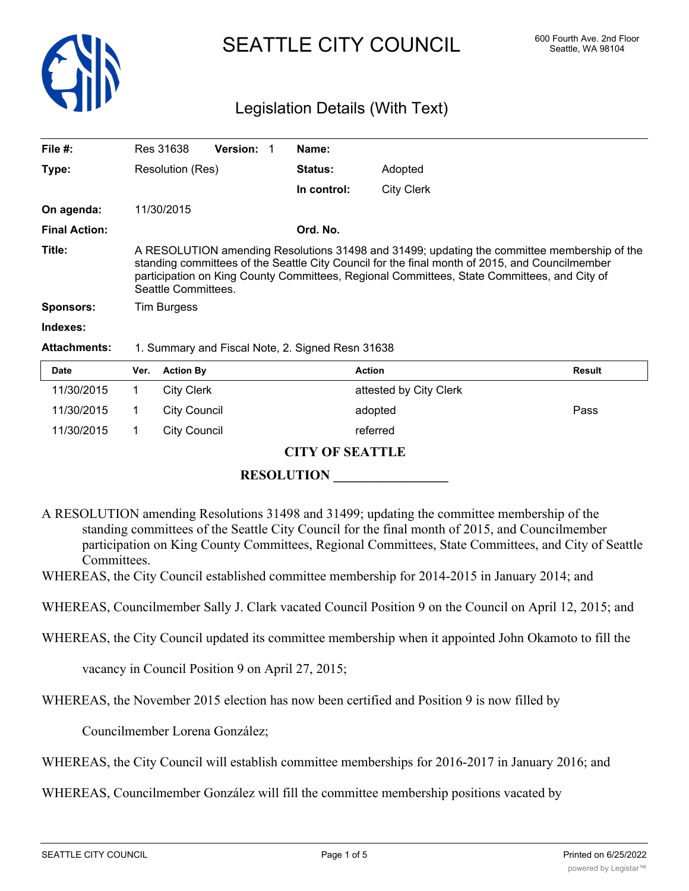# SEATTLE CITY COUNCIL

600 Fourth Ave. 2nd Floor
Seattle, WA 98104

## Legislation Details (With Text)

| | | | |
|---|---|---|---|
| **File #:** | Res 31638 **Version:** 1 | **Name:** | |
| **Type:** | Resolution (Res) | **Status:** | Adopted |
| | | **In control:** | City Clerk |
| **On agenda:** | 11/30/2015 | | |
| **Final Action:** | | **Ord. No.** | |

**Title:** A RESOLUTION amending Resolutions 31498 and 31499; updating the committee membership of the standing committees of the Seattle City Council for the final month of 2015, and Councilmember participation on King County Committees, Regional Committees, State Committees, and City of Seattle Committees.

**Sponsors:** Tim Burgess

**Indexes:**

**Attachments:** 1. Summary and Fiscal Note, 2. Signed Resn 31638

| Date | Ver. | Action By | Action | Result |
|---|---|---|---|---|
| 11/30/2015 | 1 | City Clerk | attested by City Clerk | |
| 11/30/2015 | 1 | City Council | adopted | Pass |
| 11/30/2015 | 1 | City Council | referred | |

**CITY OF SEATTLE**

**RESOLUTION \_\_\_\_\_\_\_\_\_\_\_\_\_\_\_\_\_**

A RESOLUTION amending Resolutions 31498 and 31499; updating the committee membership of the standing committees of the Seattle City Council for the final month of 2015, and Councilmember participation on King County Committees, Regional Committees, State Committees, and City of Seattle Committees.

WHEREAS, the City Council established committee membership for 2014-2015 in January 2014; and

WHEREAS, Councilmember Sally J. Clark vacated Council Position 9 on the Council on April 12, 2015; and

WHEREAS, the City Council updated its committee membership when it appointed John Okamoto to fill the vacancy in Council Position 9 on April 27, 2015;

WHEREAS, the November 2015 election has now been certified and Position 9 is now filled by Councilmember Lorena González;

WHEREAS, the City Council will establish committee memberships for 2016-2017 in January 2016; and

WHEREAS, Councilmember González will fill the committee membership positions vacated by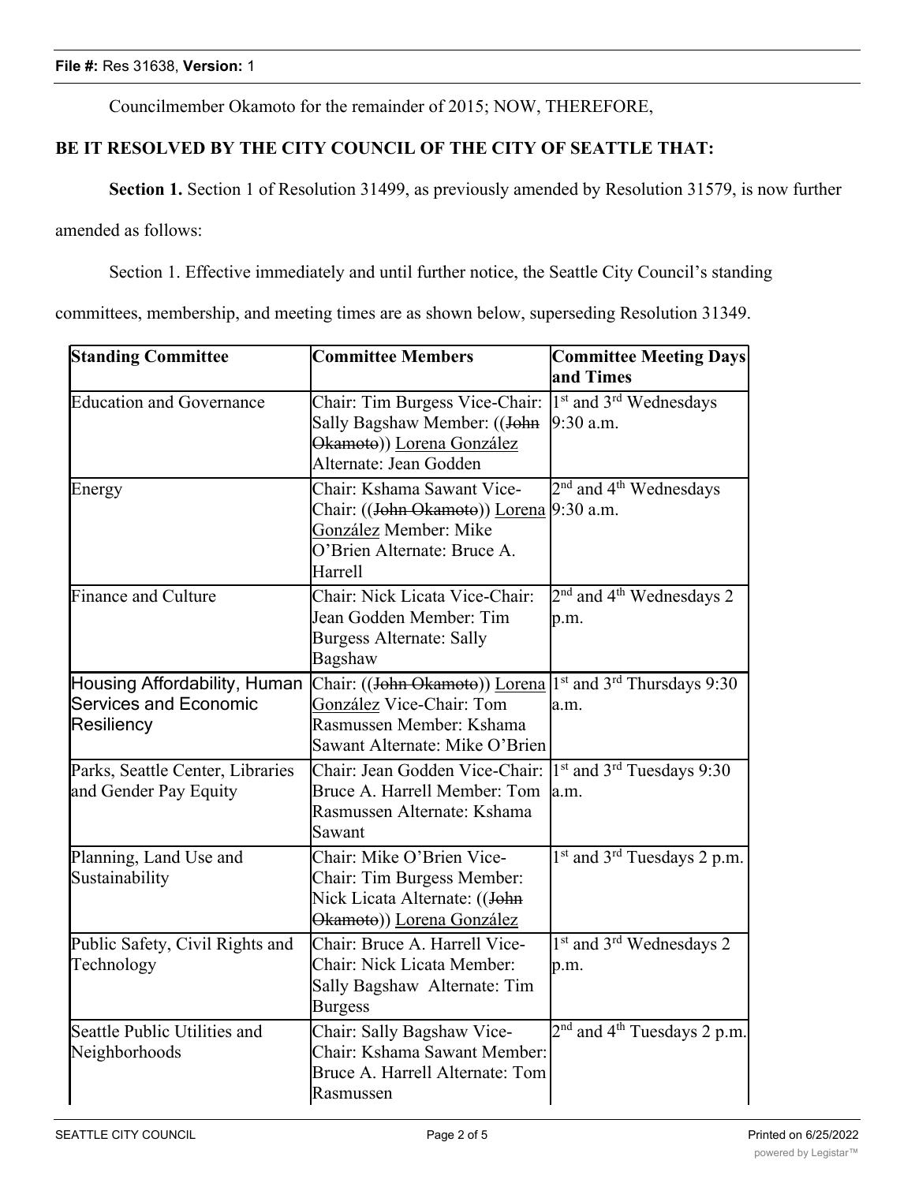Councilmember Okamoto for the remainder of 2015; NOW, THEREFORE,

**BE IT RESOLVED BY THE CITY COUNCIL OF THE CITY OF SEATTLE THAT:**

**Section 1.** Section 1 of Resolution 31499, as previously amended by Resolution 31579, is now further amended as follows:

Section 1. Effective immediately and until further notice, the Seattle City Council's standing committees, membership, and meeting times are as shown below, superseding Resolution 31349.

| Standing Committee | Committee Members | Committee Meeting Days and Times |
|---|---|---|
| Education and Governance | Chair: Tim Burgess Vice-Chair: Sally Bagshaw Member: ((~~John Okamoto~~)) <u>Lorena González</u> Alternate: Jean Godden | 1st and 3rd Wednesdays 9:30 a.m. |
| Energy | Chair: Kshama Sawant Vice-Chair: ((~~John Okamoto~~)) <u>Lorena González</u> Member: Mike O'Brien Alternate: Bruce A. Harrell | 2nd and 4th Wednesdays 9:30 a.m. |
| Finance and Culture | Chair: Nick Licata Vice-Chair: Jean Godden Member: Tim Burgess Alternate: Sally Bagshaw | 2nd and 4th Wednesdays 2 p.m. |
| Housing Affordability, Human Services and Economic Resiliency | Chair: ((~~John Okamoto~~)) <u>Lorena González</u> Vice-Chair: Tom Rasmussen Member: Kshama Sawant Alternate: Mike O'Brien | 1st and 3rd Thursdays 9:30 a.m. |
| Parks, Seattle Center, Libraries and Gender Pay Equity | Chair: Jean Godden Vice-Chair: Bruce A. Harrell Member: Tom Rasmussen Alternate: Kshama Sawant | 1st and 3rd Tuesdays 9:30 a.m. |
| Planning, Land Use and Sustainability | Chair: Mike O'Brien Vice-Chair: Tim Burgess Member: Nick Licata Alternate: ((~~John Okamoto~~)) <u>Lorena González</u> | 1st and 3rd Tuesdays 2 p.m. |
| Public Safety, Civil Rights and Technology | Chair: Bruce A. Harrell Vice-Chair: Nick Licata Member: Sally Bagshaw Alternate: Tim Burgess | 1st and 3rd Wednesdays 2 p.m. |
| Seattle Public Utilities and Neighborhoods | Chair: Sally Bagshaw Vice-Chair: Kshama Sawant Member: Bruce A. Harrell Alternate: Tom Rasmussen | 2nd and 4th Tuesdays 2 p.m. |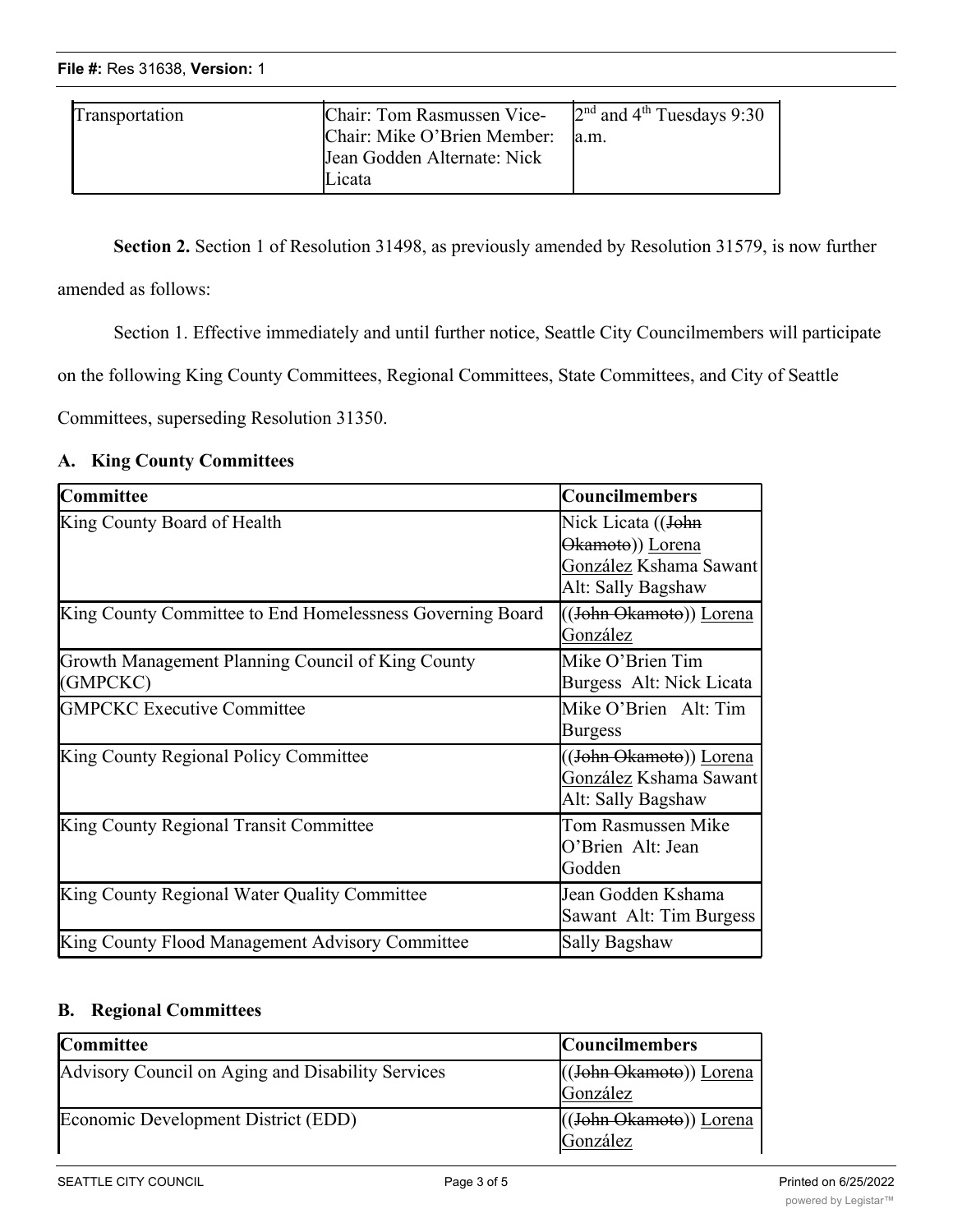| | | |
|---|---|---|
| Transportation | Chair: Tom Rasmussen Vice-Chair: Mike O'Brien Member: Jean Godden Alternate: Nick Licata | 2nd and 4th Tuesdays 9:30 a.m. |

**Section 2.** Section 1 of Resolution 31498, as previously amended by Resolution 31579, is now further amended as follows:

Section 1. Effective immediately and until further notice, Seattle City Councilmembers will participate on the following King County Committees, Regional Committees, State Committees, and City of Seattle Committees, superseding Resolution 31350.

### A. King County Committees

| Committee | Councilmembers |
|---|---|
| King County Board of Health | Nick Licata ((~~John Okamoto~~)) <u>Lorena González</u> Kshama Sawant Alt: Sally Bagshaw |
| King County Committee to End Homelessness Governing Board | ((~~John Okamoto~~)) <u>Lorena González</u> |
| Growth Management Planning Council of King County (GMPCKC) | Mike O'Brien Tim Burgess Alt: Nick Licata |
| GMPCKC Executive Committee | Mike O'Brien Alt: Tim Burgess |
| King County Regional Policy Committee | ((~~John Okamoto~~)) <u>Lorena González</u> Kshama Sawant Alt: Sally Bagshaw |
| King County Regional Transit Committee | Tom Rasmussen Mike O'Brien Alt: Jean Godden |
| King County Regional Water Quality Committee | Jean Godden Kshama Sawant Alt: Tim Burgess |
| King County Flood Management Advisory Committee | Sally Bagshaw |

### B. Regional Committees

| Committee | Councilmembers |
|---|---|
| Advisory Council on Aging and Disability Services | ((~~John Okamoto~~)) <u>Lorena González</u> |
| Economic Development District (EDD) | ((~~John Okamoto~~)) <u>Lorena González</u> |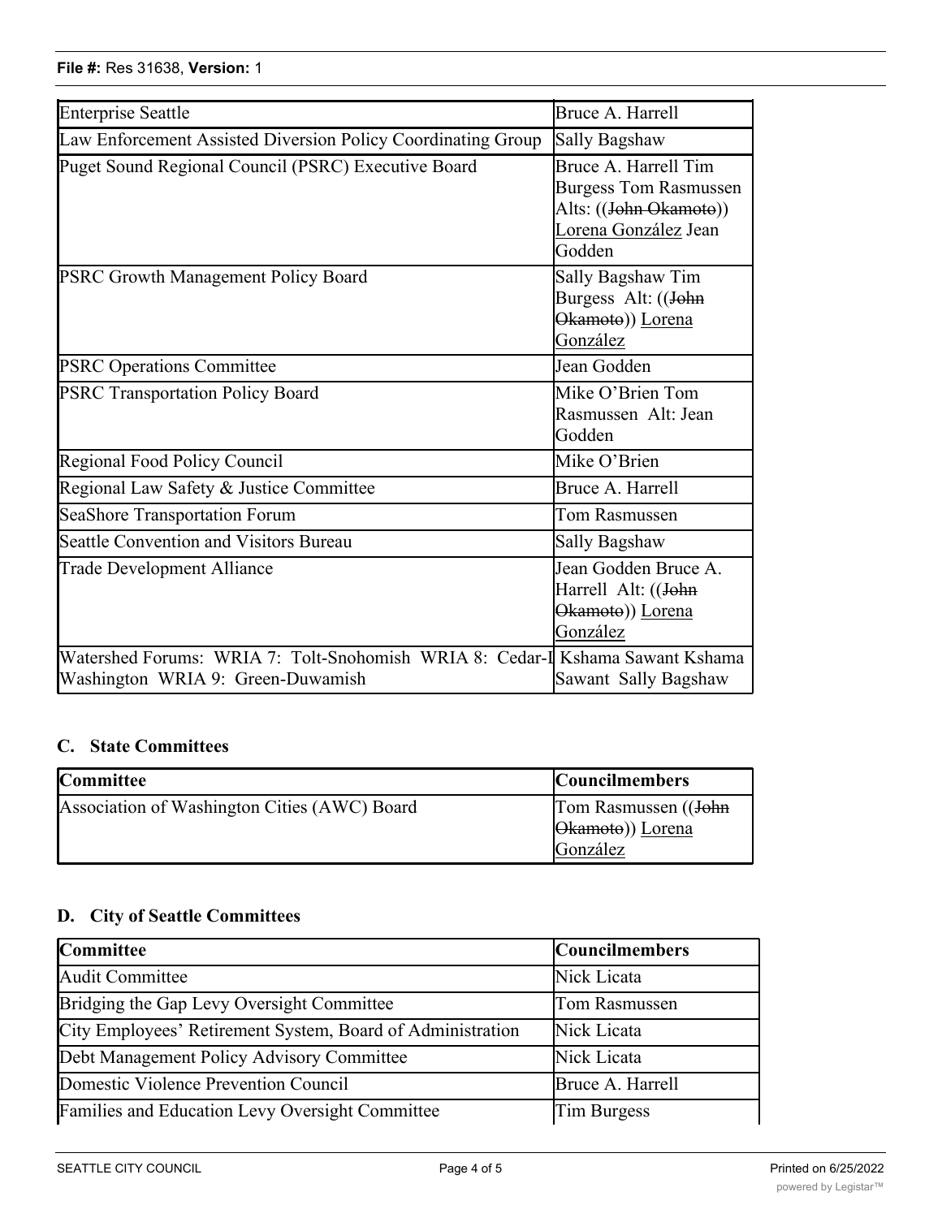| | |
|---|---|
| Enterprise Seattle | Bruce A. Harrell |
| Law Enforcement Assisted Diversion Policy Coordinating Group | Sally Bagshaw |
| Puget Sound Regional Council (PSRC) Executive Board | Bruce A. Harrell Tim Burgess Tom Rasmussen Alts: ((~~John Okamoto~~)) <u>Lorena González</u> Jean Godden |
| PSRC Growth Management Policy Board | Sally Bagshaw Tim Burgess Alt: ((~~John Okamoto~~)) <u>Lorena González</u> |
| PSRC Operations Committee | Jean Godden |
| PSRC Transportation Policy Board | Mike O'Brien Tom Rasmussen Alt: Jean Godden |
| Regional Food Policy Council | Mike O'Brien |
| Regional Law Safety & Justice Committee | Bruce A. Harrell |
| SeaShore Transportation Forum | Tom Rasmussen |
| Seattle Convention and Visitors Bureau | Sally Bagshaw |
| Trade Development Alliance | Jean Godden Bruce A. Harrell Alt: ((~~John Okamoto~~)) <u>Lorena González</u> |
| Watershed Forums: WRIA 7: Tolt-Snohomish WRIA 8: Cedar-L Washington WRIA 9: Green-Duwamish | Kshama Sawant Kshama Sawant Sally Bagshaw |

## C. State Committees

| Committee | Councilmembers |
|---|---|
| Association of Washington Cities (AWC) Board | Tom Rasmussen ((~~John Okamoto~~)) <u>Lorena González</u> |

## D. City of Seattle Committees

| Committee | Councilmembers |
|---|---|
| Audit Committee | Nick Licata |
| Bridging the Gap Levy Oversight Committee | Tom Rasmussen |
| City Employees' Retirement System, Board of Administration | Nick Licata |
| Debt Management Policy Advisory Committee | Nick Licata |
| Domestic Violence Prevention Council | Bruce A. Harrell |
| Families and Education Levy Oversight Committee | Tim Burgess |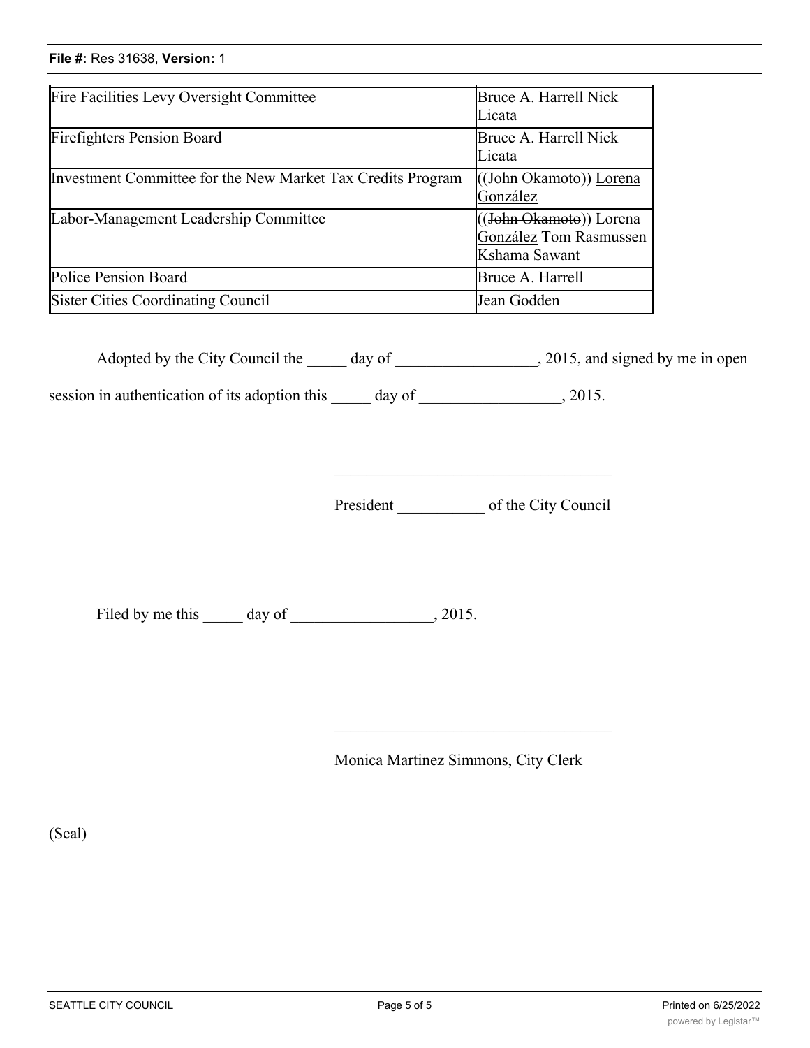| | |
|---|---|
| Fire Facilities Levy Oversight Committee | Bruce A. Harrell Nick Licata |
| Firefighters Pension Board | Bruce A. Harrell Nick Licata |
| Investment Committee for the New Market Tax Credits Program | ((~~John Okamoto~~)) Lorena González |
| Labor-Management Leadership Committee | ((~~John Okamoto~~)) Lorena González Tom Rasmussen Kshama Sawant |
| Police Pension Board | Bruce A. Harrell |
| Sister Cities Coordinating Council | Jean Godden |

Adopted by the City Council the _____ day of _________________, 2015, and signed by me in open session in authentication of its adoption this _____ day of _________________, 2015.

___________________________________

President ___________ of the City Council

Filed by me this _____ day of _________________, 2015.

___________________________________

Monica Martinez Simmons, City Clerk

(Seal)